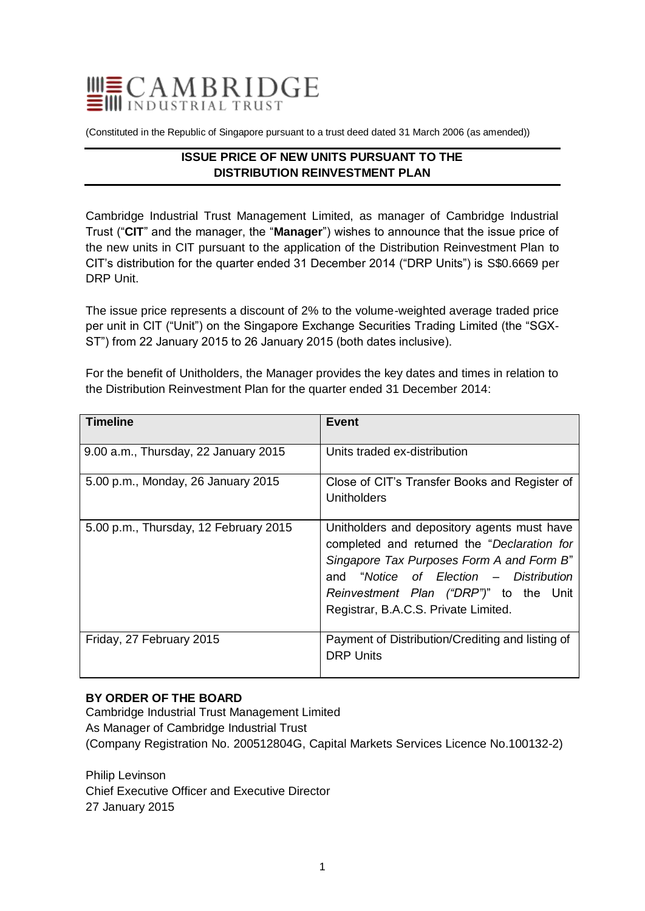CAMBRIDGE INDUSTRIAL TRUST

(Constituted in the Republic of Singapore pursuant to a trust deed dated 31 March 2006 (as amended))

## ISSUE PRICE OF NEW UNITS PURSUANT TO THE DISTRIBUTION REINVESTMENT PLAN

Cambridge Industrial Trust Management Limited, as manager of Cambridge Industrial Trust ("**CIT**" and the manager, the "**Manager**") wishes to announce that the issue price of the new units in CIT pursuant to the application of the Distribution Reinvestment Plan to CIT's distribution for the quarter ended 31 December 2014 ("DRP Units") is S$0.6669 per DRP Unit.

The issue price represents a discount of 2% to the volume-weighted average traded price per unit in CIT ("Unit") on the Singapore Exchange Securities Trading Limited (the "SGX-ST") from 22 January 2015 to 26 January 2015 (both dates inclusive).

For the benefit of Unitholders, the Manager provides the key dates and times in relation to the Distribution Reinvestment Plan for the quarter ended 31 December 2014:

| Timeline | Event |
|---|---|
| 9.00 a.m., Thursday, 22 January 2015 | Units traded ex-distribution |
| 5.00 p.m., Monday, 26 January 2015 | Close of CIT's Transfer Books and Register of Unitholders |
| 5.00 p.m., Thursday, 12 February 2015 | Unitholders and depository agents must have completed and returned the "*Declaration for Singapore Tax Purposes Form A and Form B*" and "*Notice of Election – Distribution Reinvestment Plan ("DRP")*" to the Unit Registrar, B.A.C.S. Private Limited. |
| Friday, 27 February 2015 | Payment of Distribution/Crediting and listing of DRP Units |

**BY ORDER OF THE BOARD**
Cambridge Industrial Trust Management Limited
As Manager of Cambridge Industrial Trust
(Company Registration No. 200512804G, Capital Markets Services Licence No.100132-2)

Philip Levinson
Chief Executive Officer and Executive Director
27 January 2015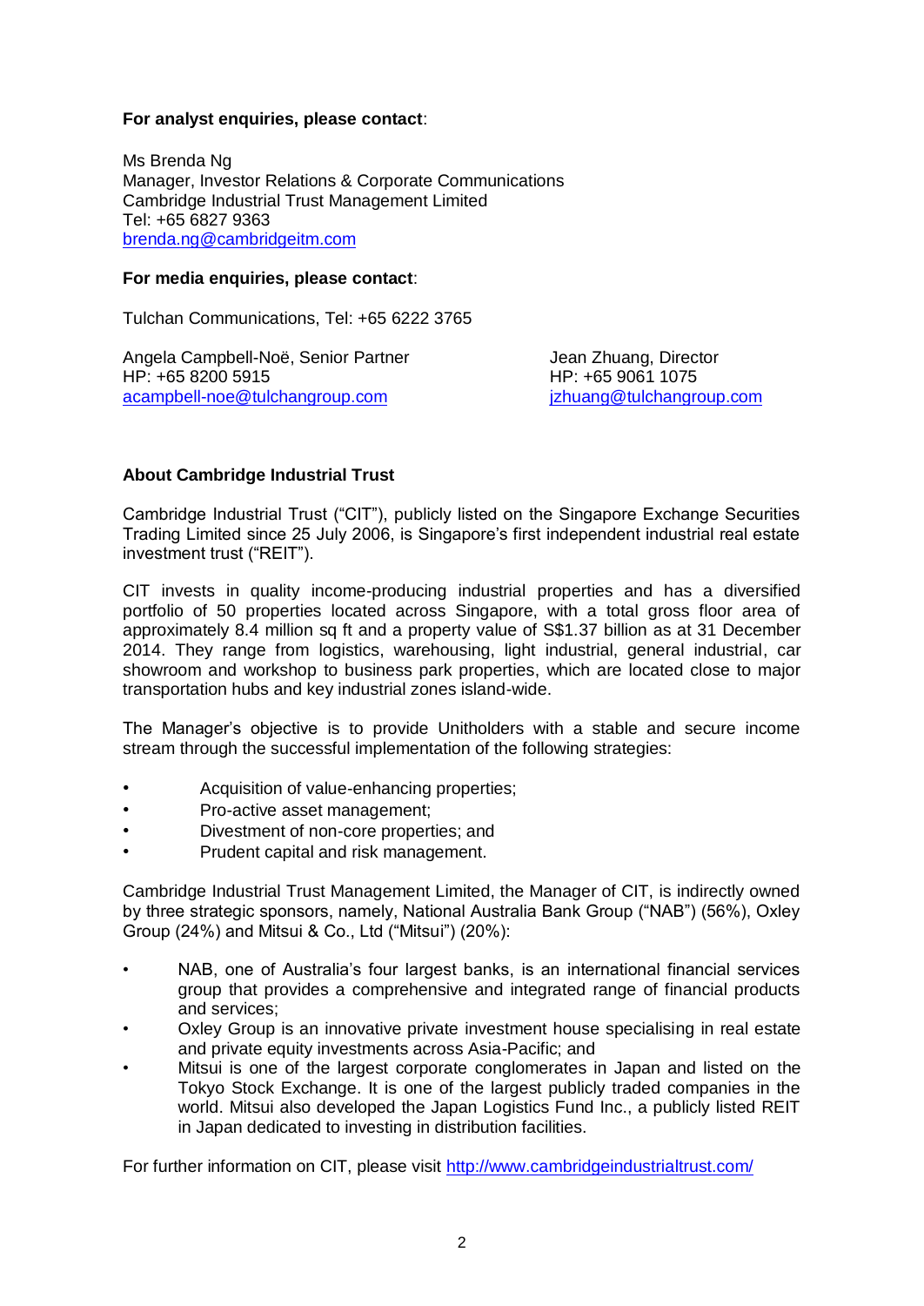**For analyst enquiries, please contact**:

Ms Brenda Ng
Manager, Investor Relations & Corporate Communications
Cambridge Industrial Trust Management Limited
Tel: +65 6827 9363
brenda.ng@cambridgeitm.com

**For media enquiries, please contact**:

Tulchan Communications, Tel: +65 6222 3765

Angela Campbell-Noë, Senior Partner
HP: +65 8200 5915
acampbell-noe@tulchangroup.com

Jean Zhuang, Director
HP: +65 9061 1075
jzhuang@tulchangroup.com

**About Cambridge Industrial Trust**

Cambridge Industrial Trust ("CIT"), publicly listed on the Singapore Exchange Securities Trading Limited since 25 July 2006, is Singapore's first independent industrial real estate investment trust ("REIT").

CIT invests in quality income-producing industrial properties and has a diversified portfolio of 50 properties located across Singapore, with a total gross floor area of approximately 8.4 million sq ft and a property value of S$1.37 billion as at 31 December 2014. They range from logistics, warehousing, light industrial, general industrial, car showroom and workshop to business park properties, which are located close to major transportation hubs and key industrial zones island-wide.

The Manager's objective is to provide Unitholders with a stable and secure income stream through the successful implementation of the following strategies:

- Acquisition of value-enhancing properties;
- Pro-active asset management;
- Divestment of non-core properties; and
- Prudent capital and risk management.

Cambridge Industrial Trust Management Limited, the Manager of CIT, is indirectly owned by three strategic sponsors, namely, National Australia Bank Group ("NAB") (56%), Oxley Group (24%) and Mitsui & Co., Ltd ("Mitsui") (20%):

- NAB, one of Australia's four largest banks, is an international financial services group that provides a comprehensive and integrated range of financial products and services;
- Oxley Group is an innovative private investment house specialising in real estate and private equity investments across Asia-Pacific; and
- Mitsui is one of the largest corporate conglomerates in Japan and listed on the Tokyo Stock Exchange. It is one of the largest publicly traded companies in the world. Mitsui also developed the Japan Logistics Fund Inc., a publicly listed REIT in Japan dedicated to investing in distribution facilities.

For further information on CIT, please visit http://www.cambridgeindustrialtrust.com/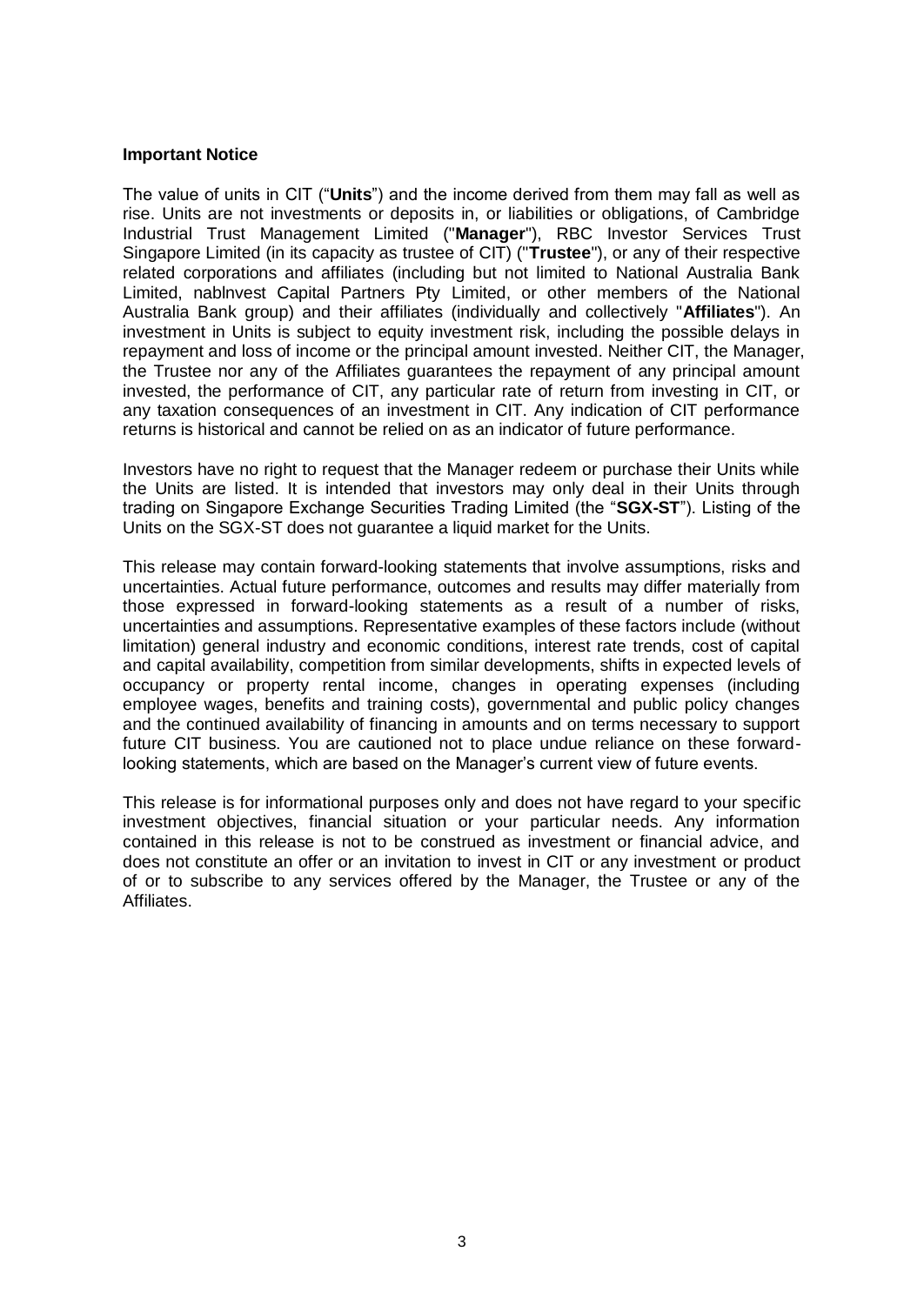**Important Notice**

The value of units in CIT ("**Units**") and the income derived from them may fall as well as rise. Units are not investments or deposits in, or liabilities or obligations, of Cambridge Industrial Trust Management Limited ("**Manager**"), RBC Investor Services Trust Singapore Limited (in its capacity as trustee of CIT) ("**Trustee**"), or any of their respective related corporations and affiliates (including but not limited to National Australia Bank Limited, nablnvest Capital Partners Pty Limited, or other members of the National Australia Bank group) and their affiliates (individually and collectively "**Affiliates**"). An investment in Units is subject to equity investment risk, including the possible delays in repayment and loss of income or the principal amount invested. Neither CIT, the Manager, the Trustee nor any of the Affiliates guarantees the repayment of any principal amount invested, the performance of CIT, any particular rate of return from investing in CIT, or any taxation consequences of an investment in CIT. Any indication of CIT performance returns is historical and cannot be relied on as an indicator of future performance.

Investors have no right to request that the Manager redeem or purchase their Units while the Units are listed. It is intended that investors may only deal in their Units through trading on Singapore Exchange Securities Trading Limited (the "**SGX-ST**"). Listing of the Units on the SGX-ST does not guarantee a liquid market for the Units.

This release may contain forward-looking statements that involve assumptions, risks and uncertainties. Actual future performance, outcomes and results may differ materially from those expressed in forward-looking statements as a result of a number of risks, uncertainties and assumptions. Representative examples of these factors include (without limitation) general industry and economic conditions, interest rate trends, cost of capital and capital availability, competition from similar developments, shifts in expected levels of occupancy or property rental income, changes in operating expenses (including employee wages, benefits and training costs), governmental and public policy changes and the continued availability of financing in amounts and on terms necessary to support future CIT business. You are cautioned not to place undue reliance on these forward-looking statements, which are based on the Manager's current view of future events.

This release is for informational purposes only and does not have regard to your specific investment objectives, financial situation or your particular needs. Any information contained in this release is not to be construed as investment or financial advice, and does not constitute an offer or an invitation to invest in CIT or any investment or product of or to subscribe to any services offered by the Manager, the Trustee or any of the Affiliates.